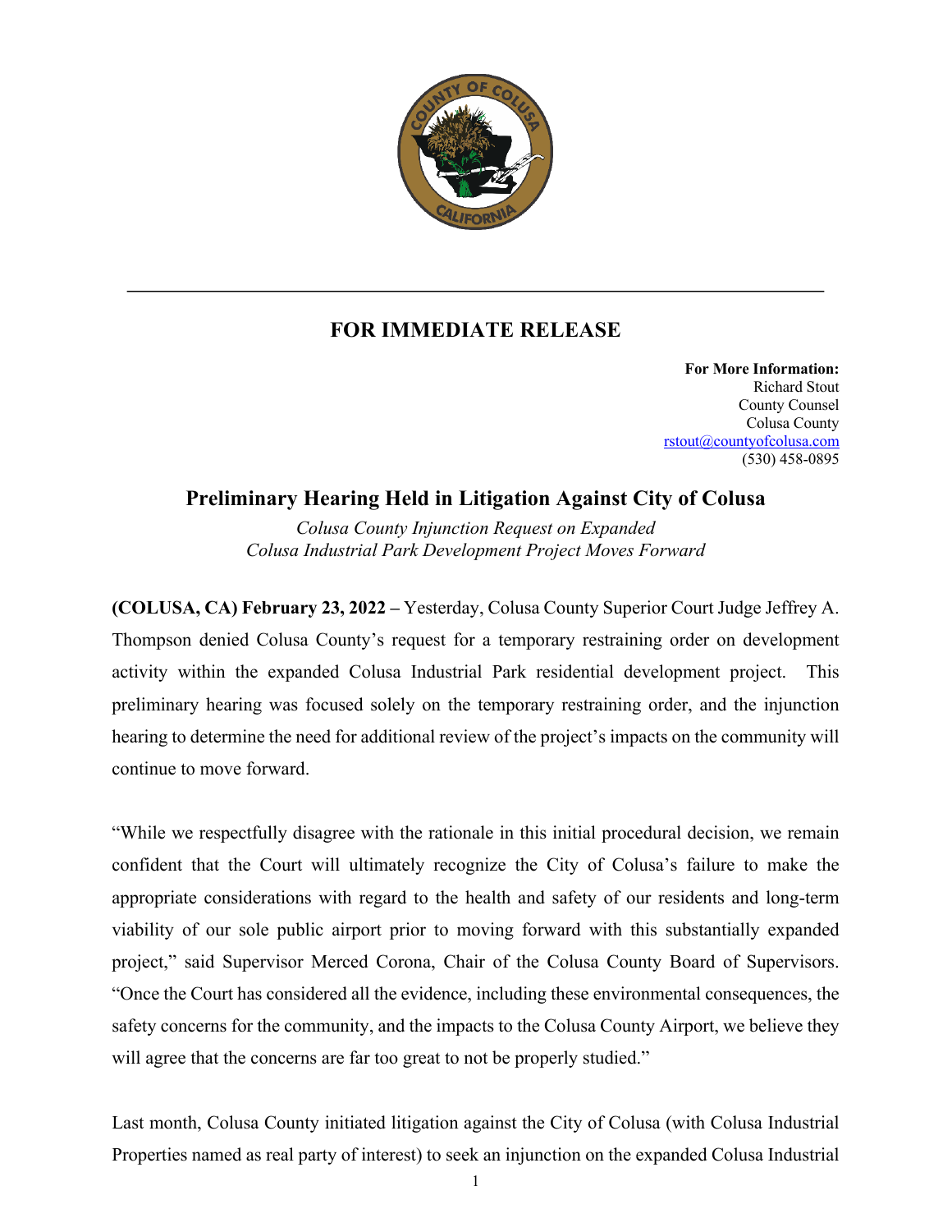## FOR IMMEDIATE RELEASE

**For More Information:**
Richard Stout
County Counsel
Colusa County
rstout@countyofcolusa.com
(530) 458-0895

# Preliminary Hearing Held in Litigation Against City of Colusa

*Colusa County Injunction Request on Expanded Colusa Industrial Park Development Project Moves Forward*

**(COLUSA, CA) February 23, 2022 –** Yesterday, Colusa County Superior Court Judge Jeffrey A. Thompson denied Colusa County's request for a temporary restraining order on development activity within the expanded Colusa Industrial Park residential development project. This preliminary hearing was focused solely on the temporary restraining order, and the injunction hearing to determine the need for additional review of the project's impacts on the community will continue to move forward.

"While we respectfully disagree with the rationale in this initial procedural decision, we remain confident that the Court will ultimately recognize the City of Colusa's failure to make the appropriate considerations with regard to the health and safety of our residents and long-term viability of our sole public airport prior to moving forward with this substantially expanded project," said Supervisor Merced Corona, Chair of the Colusa County Board of Supervisors. "Once the Court has considered all the evidence, including these environmental consequences, the safety concerns for the community, and the impacts to the Colusa County Airport, we believe they will agree that the concerns are far too great to not be properly studied."

Last month, Colusa County initiated litigation against the City of Colusa (with Colusa Industrial Properties named as real party of interest) to seek an injunction on the expanded Colusa Industrial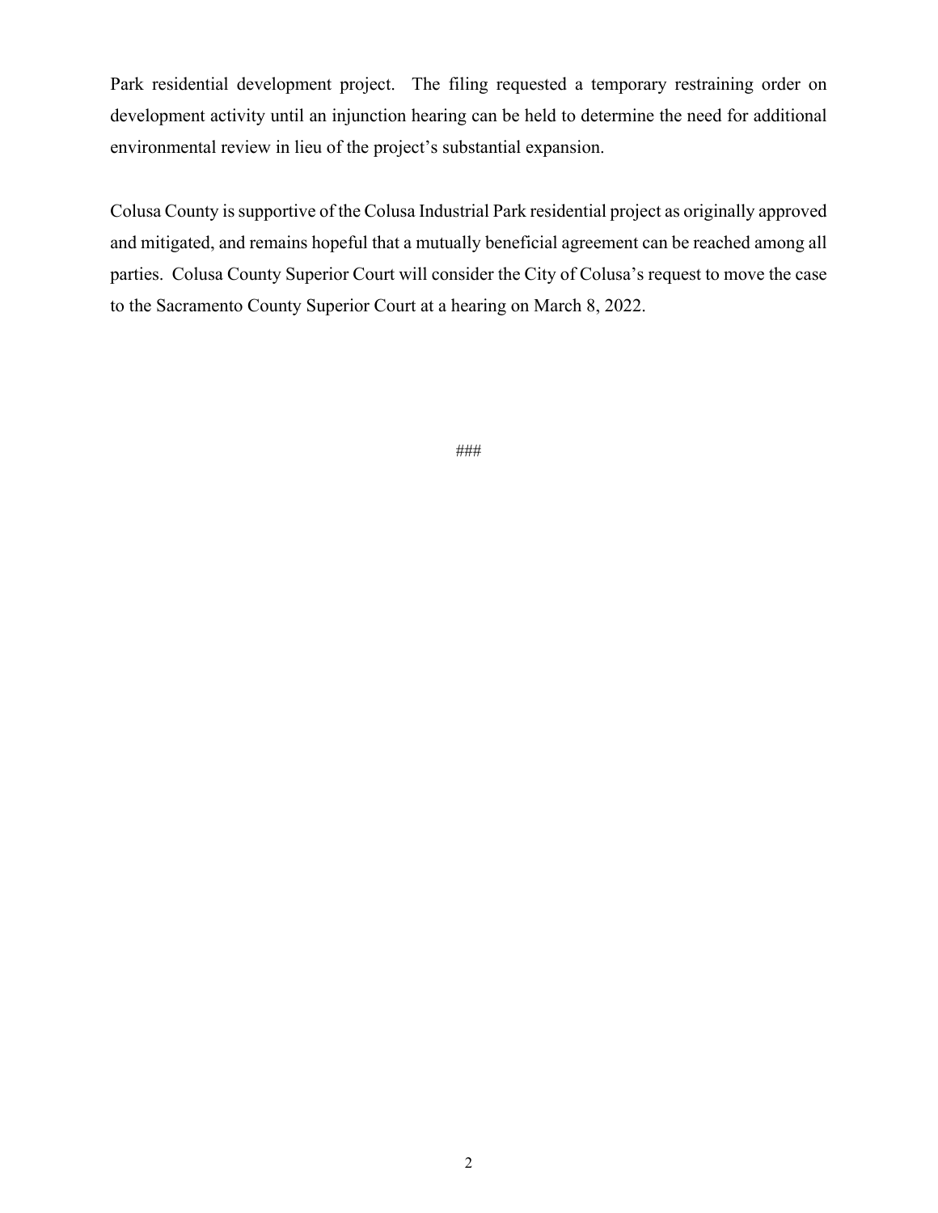Park residential development project. The filing requested a temporary restraining order on development activity until an injunction hearing can be held to determine the need for additional environmental review in lieu of the project's substantial expansion.

Colusa County is supportive of the Colusa Industrial Park residential project as originally approved and mitigated, and remains hopeful that a mutually beneficial agreement can be reached among all parties. Colusa County Superior Court will consider the City of Colusa's request to move the case to the Sacramento County Superior Court at a hearing on March 8, 2022.

###